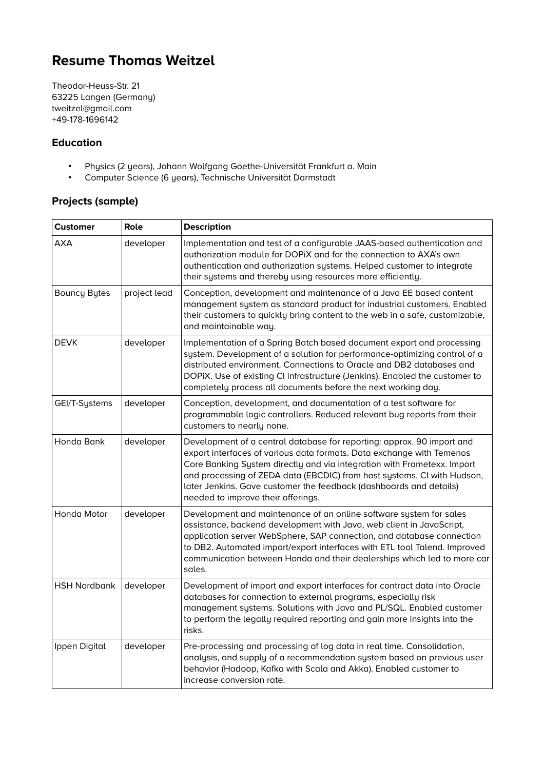# Resume Thomas Weitzel

Theodor-Heuss-Str. 21
63225 Langen (Germany)
tweitzel@gmail.com
+49-178-1696142

## Education

- Physics (2 years), Johann Wolfgang Goethe-Universität Frankfurt a. Main
- Computer Science (6 years), Technische Universität Darmstadt

## Projects (sample)

| Customer | Role | Description |
|---|---|---|
| AXA | developer | Implementation and test of a configurable JAAS-based authentication and authorization module for DOPiX and for the connection to AXA's own authentication and authorization systems. Helped customer to integrate their systems and thereby using resources more efficiently. |
| Bouncy Bytes | project lead | Conception, development and maintenance of a Java EE based content management system as standard product for industrial customers. Enabled their customers to quickly bring content to the web in a safe, customizable, and maintainable way. |
| DEVK | developer | Implementation of a Spring Batch based document export and processing system. Development of a solution for performance-optimizing control of a distributed environment. Connections to Oracle and DB2 databases and DOPiX. Use of existing CI infrastructure (Jenkins). Enabled the customer to completely process all documents before the next working day. |
| GEI/T-Systems | developer | Conception, development, and documentation of a test software for programmable logic controllers. Reduced relevant bug reports from their customers to nearly none. |
| Honda Bank | developer | Development of a central database for reporting: approx. 90 import and export interfaces of various data formats. Data exchange with Temenos Core Banking System directly and via integration with Frametexx. Import and processing of ZEDA data (EBCDIC) from host systems. CI with Hudson, later Jenkins. Gave customer the feedback (dashboards and details) needed to improve their offerings. |
| Honda Motor | developer | Development and maintenance of an online software system for sales assistance, backend development with Java, web client in JavaScript, application server WebSphere, SAP connection, and database connection to DB2. Automated import/export interfaces with ETL tool Talend. Improved communication between Honda and their dealerships which led to more car sales. |
| HSH Nordbank | developer | Development of import and export interfaces for contract data into Oracle databases for connection to external programs, especially risk management systems. Solutions with Java and PL/SQL. Enabled customer to perform the legally required reporting and gain more insights into the risks. |
| Ippen Digital | developer | Pre-processing and processing of log data in real time. Consolidation, analysis, and supply of a recommendation system based on previous user behavior (Hadoop, Kafka with Scala and Akka). Enabled customer to increase conversion rate. |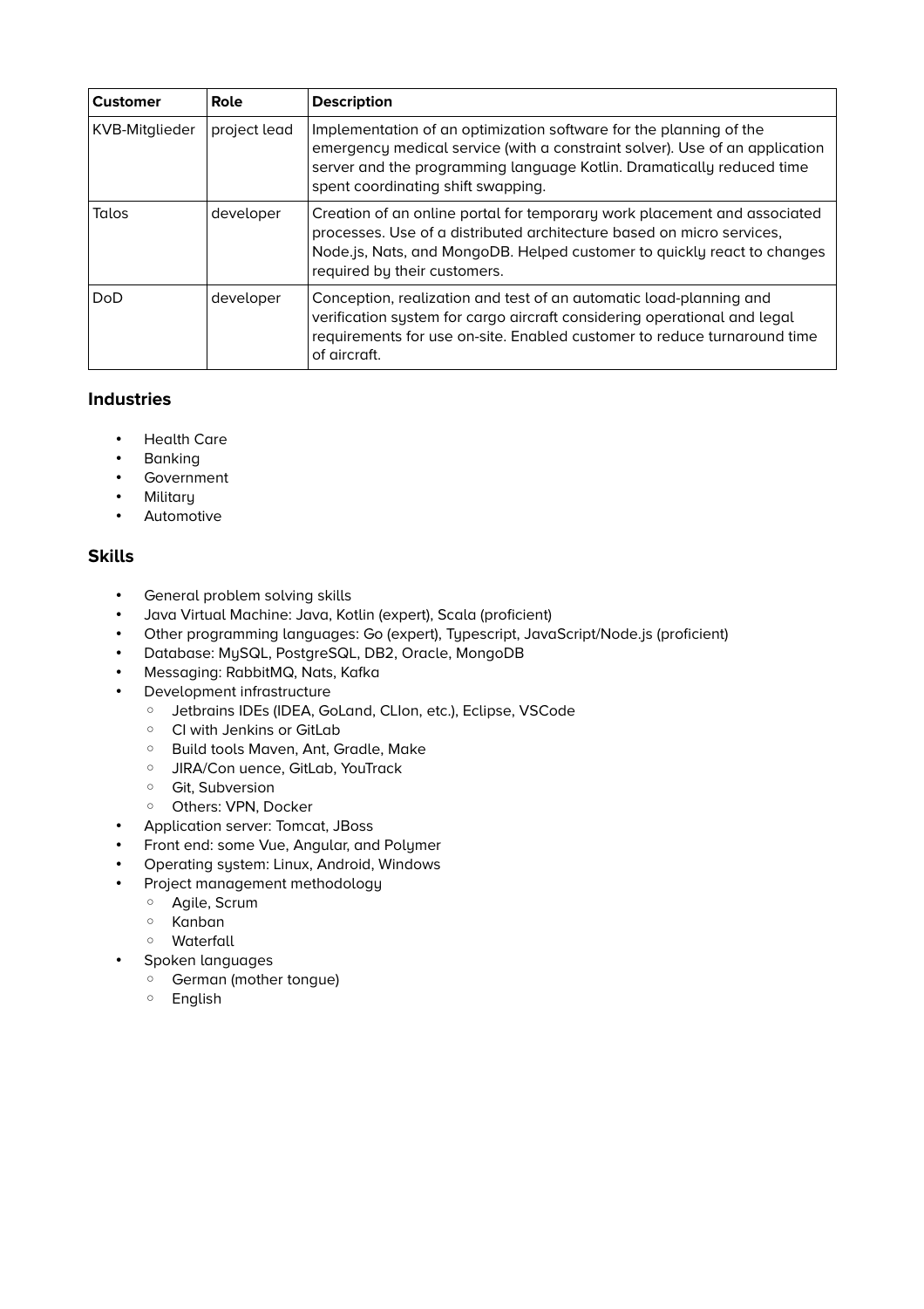| Customer | Role | Description |
| --- | --- | --- |
| KVB-Mitglieder | project lead | Implementation of an optimization software for the planning of the emergency medical service (with a constraint solver). Use of an application server and the programming language Kotlin. Dramatically reduced time spent coordinating shift swapping. |
| Talos | developer | Creation of an online portal for temporary work placement and associated processes. Use of a distributed architecture based on micro services, Node.js, Nats, and MongoDB. Helped customer to quickly react to changes required by their customers. |
| DoD | developer | Conception, realization and test of an automatic load-planning and verification system for cargo aircraft considering operational and legal requirements for use on-site. Enabled customer to reduce turnaround time of aircraft. |

### Industries

- Health Care
- Banking
- Government
- Military
- Automotive

### Skills

- General problem solving skills
- Java Virtual Machine: Java, Kotlin (expert), Scala (proficient)
- Other programming languages: Go (expert), Typescript, JavaScript/Node.js (proficient)
- Database: MySQL, PostgreSQL, DB2, Oracle, MongoDB
- Messaging: RabbitMQ, Nats, Kafka
- Development infrastructure
  - Jetbrains IDEs (IDEA, GoLand, CLIon, etc.), Eclipse, VSCode
  - CI with Jenkins or GitLab
  - Build tools Maven, Ant, Gradle, Make
  - JIRA/Con uence, GitLab, YouTrack
  - Git, Subversion
  - Others: VPN, Docker
- Application server: Tomcat, JBoss
- Front end: some Vue, Angular, and Polymer
- Operating system: Linux, Android, Windows
- Project management methodology
  - Agile, Scrum
  - Kanban
  - Waterfall
- Spoken languages
  - German (mother tongue)
  - English